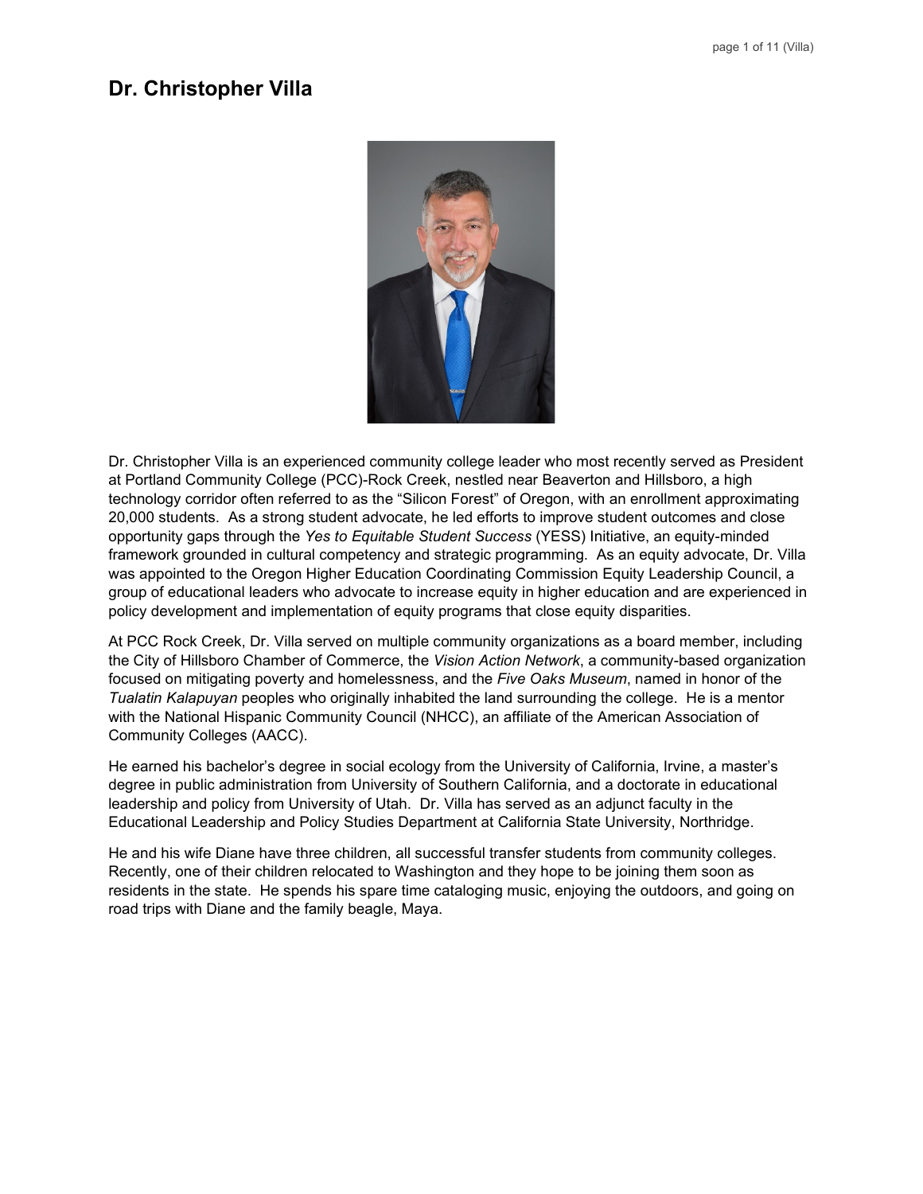# Dr. Christopher Villa

Dr. Christopher Villa is an experienced community college leader who most recently served as President at Portland Community College (PCC)-Rock Creek, nestled near Beaverton and Hillsboro, a high technology corridor often referred to as the "Silicon Forest" of Oregon, with an enrollment approximating 20,000 students. As a strong student advocate, he led efforts to improve student outcomes and close opportunity gaps through the *Yes to Equitable Student Success* (YESS) Initiative, an equity-minded framework grounded in cultural competency and strategic programming. As an equity advocate, Dr. Villa was appointed to the Oregon Higher Education Coordinating Commission Equity Leadership Council, a group of educational leaders who advocate to increase equity in higher education and are experienced in policy development and implementation of equity programs that close equity disparities.

At PCC Rock Creek, Dr. Villa served on multiple community organizations as a board member, including the City of Hillsboro Chamber of Commerce, the *Vision Action Network*, a community-based organization focused on mitigating poverty and homelessness, and the *Five Oaks Museum*, named in honor of the *Tualatin Kalapuyan* peoples who originally inhabited the land surrounding the college. He is a mentor with the National Hispanic Community Council (NHCC), an affiliate of the American Association of Community Colleges (AACC).

He earned his bachelor's degree in social ecology from the University of California, Irvine, a master's degree in public administration from University of Southern California, and a doctorate in educational leadership and policy from University of Utah. Dr. Villa has served as an adjunct faculty in the Educational Leadership and Policy Studies Department at California State University, Northridge.

He and his wife Diane have three children, all successful transfer students from community colleges. Recently, one of their children relocated to Washington and they hope to be joining them soon as residents in the state. He spends his spare time cataloging music, enjoying the outdoors, and going on road trips with Diane and the family beagle, Maya.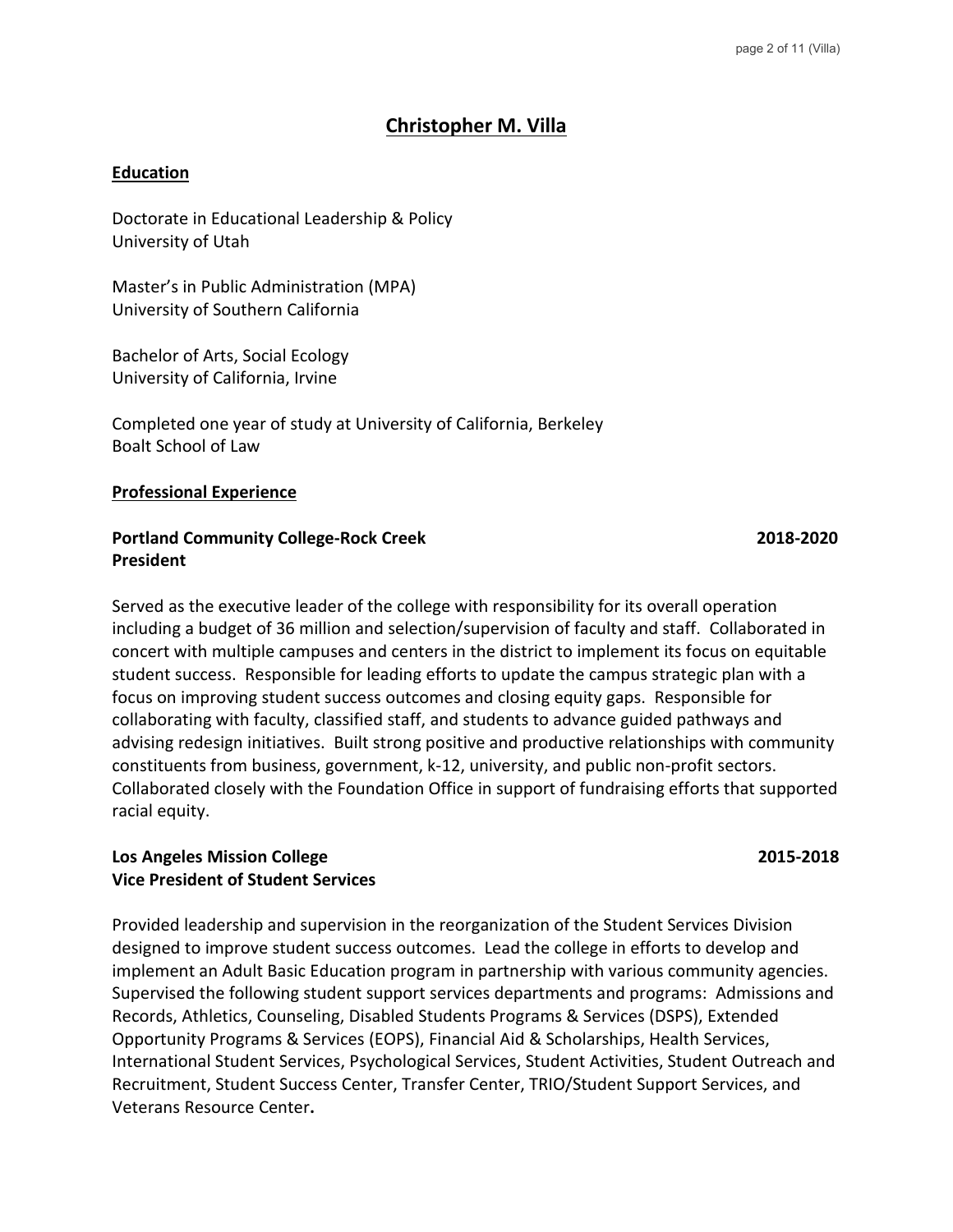# Christopher M. Villa

## Education

Doctorate in Educational Leadership & Policy
University of Utah

Master's in Public Administration (MPA)
University of Southern California

Bachelor of Arts, Social Ecology
University of California, Irvine

Completed one year of study at University of California, Berkeley
Boalt School of Law

## Professional Experience

**Portland Community College-Rock Creek** **2018-2020**
**President**

Served as the executive leader of the college with responsibility for its overall operation including a budget of 36 million and selection/supervision of faculty and staff. Collaborated in concert with multiple campuses and centers in the district to implement its focus on equitable student success. Responsible for leading efforts to update the campus strategic plan with a focus on improving student success outcomes and closing equity gaps. Responsible for collaborating with faculty, classified staff, and students to advance guided pathways and advising redesign initiatives. Built strong positive and productive relationships with community constituents from business, government, k-12, university, and public non-profit sectors. Collaborated closely with the Foundation Office in support of fundraising efforts that supported racial equity.

**Los Angeles Mission College** **2015-2018**
**Vice President of Student Services**

Provided leadership and supervision in the reorganization of the Student Services Division designed to improve student success outcomes. Lead the college in efforts to develop and implement an Adult Basic Education program in partnership with various community agencies. Supervised the following student support services departments and programs: Admissions and Records, Athletics, Counseling, Disabled Students Programs & Services (DSPS), Extended Opportunity Programs & Services (EOPS), Financial Aid & Scholarships, Health Services, International Student Services, Psychological Services, Student Activities, Student Outreach and Recruitment, Student Success Center, Transfer Center, TRIO/Student Support Services, and Veterans Resource Center**.**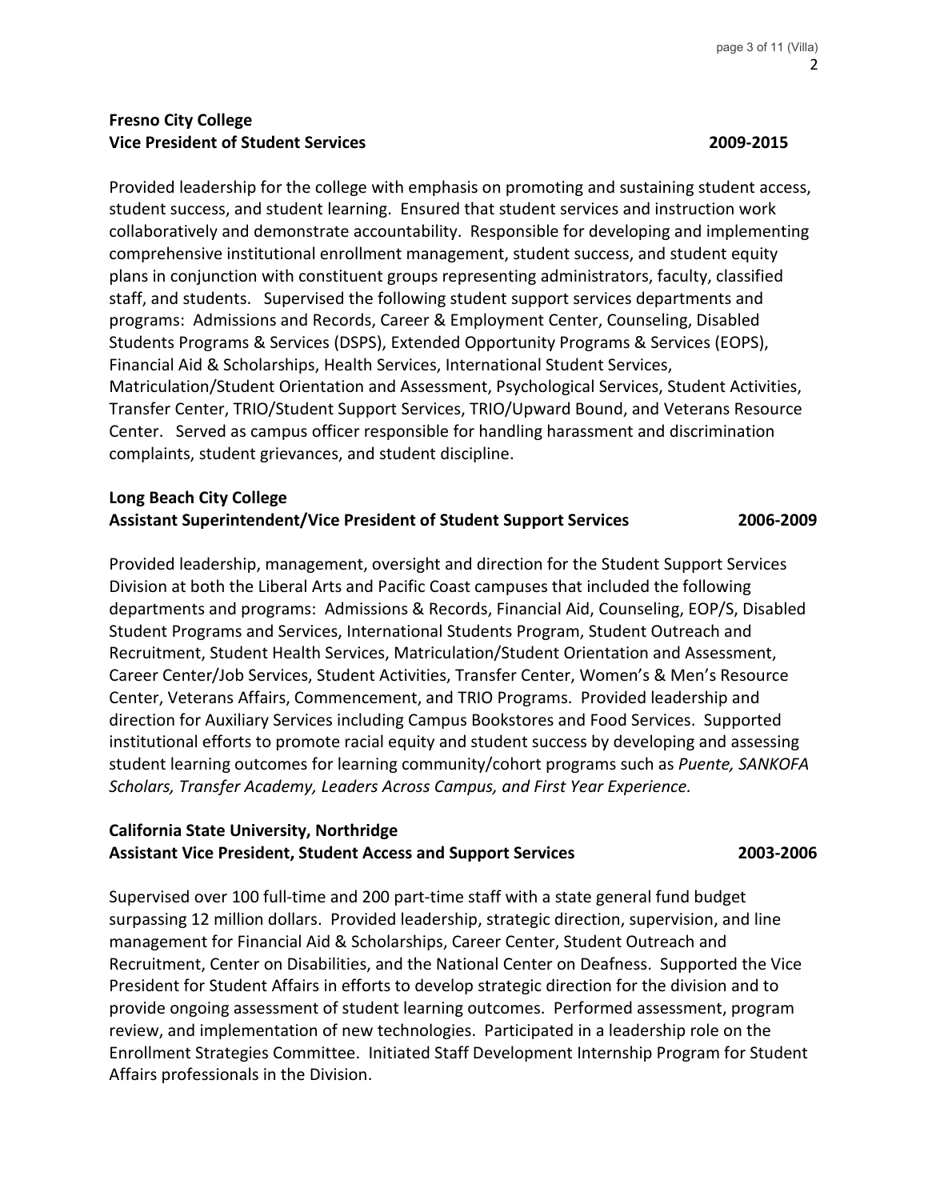**Fresno City College**
**Vice President of Student Services** **2009-2015**

Provided leadership for the college with emphasis on promoting and sustaining student access, student success, and student learning. Ensured that student services and instruction work collaboratively and demonstrate accountability. Responsible for developing and implementing comprehensive institutional enrollment management, student success, and student equity plans in conjunction with constituent groups representing administrators, faculty, classified staff, and students. Supervised the following student support services departments and programs: Admissions and Records, Career & Employment Center, Counseling, Disabled Students Programs & Services (DSPS), Extended Opportunity Programs & Services (EOPS), Financial Aid & Scholarships, Health Services, International Student Services, Matriculation/Student Orientation and Assessment, Psychological Services, Student Activities, Transfer Center, TRIO/Student Support Services, TRIO/Upward Bound, and Veterans Resource Center. Served as campus officer responsible for handling harassment and discrimination complaints, student grievances, and student discipline.

**Long Beach City College**
**Assistant Superintendent/Vice President of Student Support Services** **2006-2009**

Provided leadership, management, oversight and direction for the Student Support Services Division at both the Liberal Arts and Pacific Coast campuses that included the following departments and programs: Admissions & Records, Financial Aid, Counseling, EOP/S, Disabled Student Programs and Services, International Students Program, Student Outreach and Recruitment, Student Health Services, Matriculation/Student Orientation and Assessment, Career Center/Job Services, Student Activities, Transfer Center, Women's & Men's Resource Center, Veterans Affairs, Commencement, and TRIO Programs. Provided leadership and direction for Auxiliary Services including Campus Bookstores and Food Services. Supported institutional efforts to promote racial equity and student success by developing and assessing student learning outcomes for learning community/cohort programs such as *Puente, SANKOFA Scholars, Transfer Academy, Leaders Across Campus, and First Year Experience.*

**California State University, Northridge**
**Assistant Vice President, Student Access and Support Services** **2003-2006**

Supervised over 100 full-time and 200 part-time staff with a state general fund budget surpassing 12 million dollars. Provided leadership, strategic direction, supervision, and line management for Financial Aid & Scholarships, Career Center, Student Outreach and Recruitment, Center on Disabilities, and the National Center on Deafness. Supported the Vice President for Student Affairs in efforts to develop strategic direction for the division and to provide ongoing assessment of student learning outcomes. Performed assessment, program review, and implementation of new technologies. Participated in a leadership role on the Enrollment Strategies Committee. Initiated Staff Development Internship Program for Student Affairs professionals in the Division.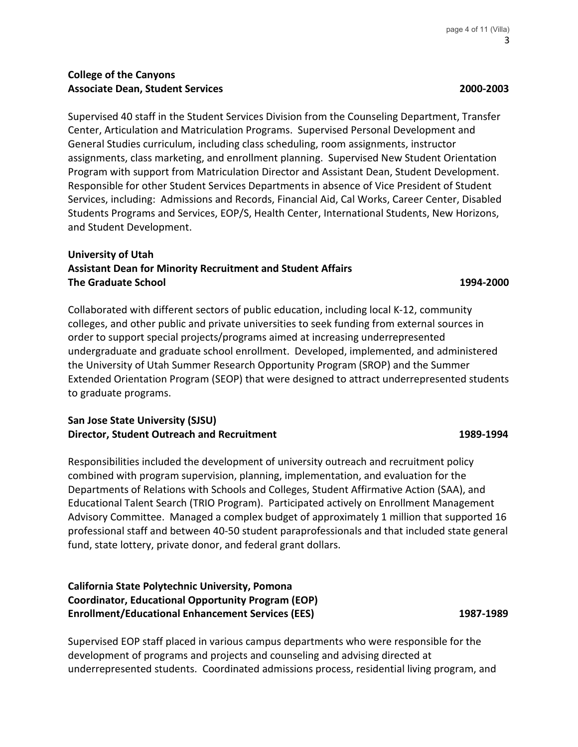**College of the Canyons**
**Associate Dean, Student Services** **2000-2003**

Supervised 40 staff in the Student Services Division from the Counseling Department, Transfer Center, Articulation and Matriculation Programs. Supervised Personal Development and General Studies curriculum, including class scheduling, room assignments, instructor assignments, class marketing, and enrollment planning. Supervised New Student Orientation Program with support from Matriculation Director and Assistant Dean, Student Development. Responsible for other Student Services Departments in absence of Vice President of Student Services, including: Admissions and Records, Financial Aid, Cal Works, Career Center, Disabled Students Programs and Services, EOP/S, Health Center, International Students, New Horizons, and Student Development.

**University of Utah**
**Assistant Dean for Minority Recruitment and Student Affairs**
**The Graduate School** **1994-2000**

Collaborated with different sectors of public education, including local K-12, community colleges, and other public and private universities to seek funding from external sources in order to support special projects/programs aimed at increasing underrepresented undergraduate and graduate school enrollment. Developed, implemented, and administered the University of Utah Summer Research Opportunity Program (SROP) and the Summer Extended Orientation Program (SEOP) that were designed to attract underrepresented students to graduate programs.

**San Jose State University (SJSU)**
**Director, Student Outreach and Recruitment** **1989-1994**

Responsibilities included the development of university outreach and recruitment policy combined with program supervision, planning, implementation, and evaluation for the Departments of Relations with Schools and Colleges, Student Affirmative Action (SAA), and Educational Talent Search (TRIO Program). Participated actively on Enrollment Management Advisory Committee. Managed a complex budget of approximately 1 million that supported 16 professional staff and between 40-50 student paraprofessionals and that included state general fund, state lottery, private donor, and federal grant dollars.

**California State Polytechnic University, Pomona**
**Coordinator, Educational Opportunity Program (EOP)**
**Enrollment/Educational Enhancement Services (EES)** **1987-1989**

Supervised EOP staff placed in various campus departments who were responsible for the development of programs and projects and counseling and advising directed at underrepresented students. Coordinated admissions process, residential living program, and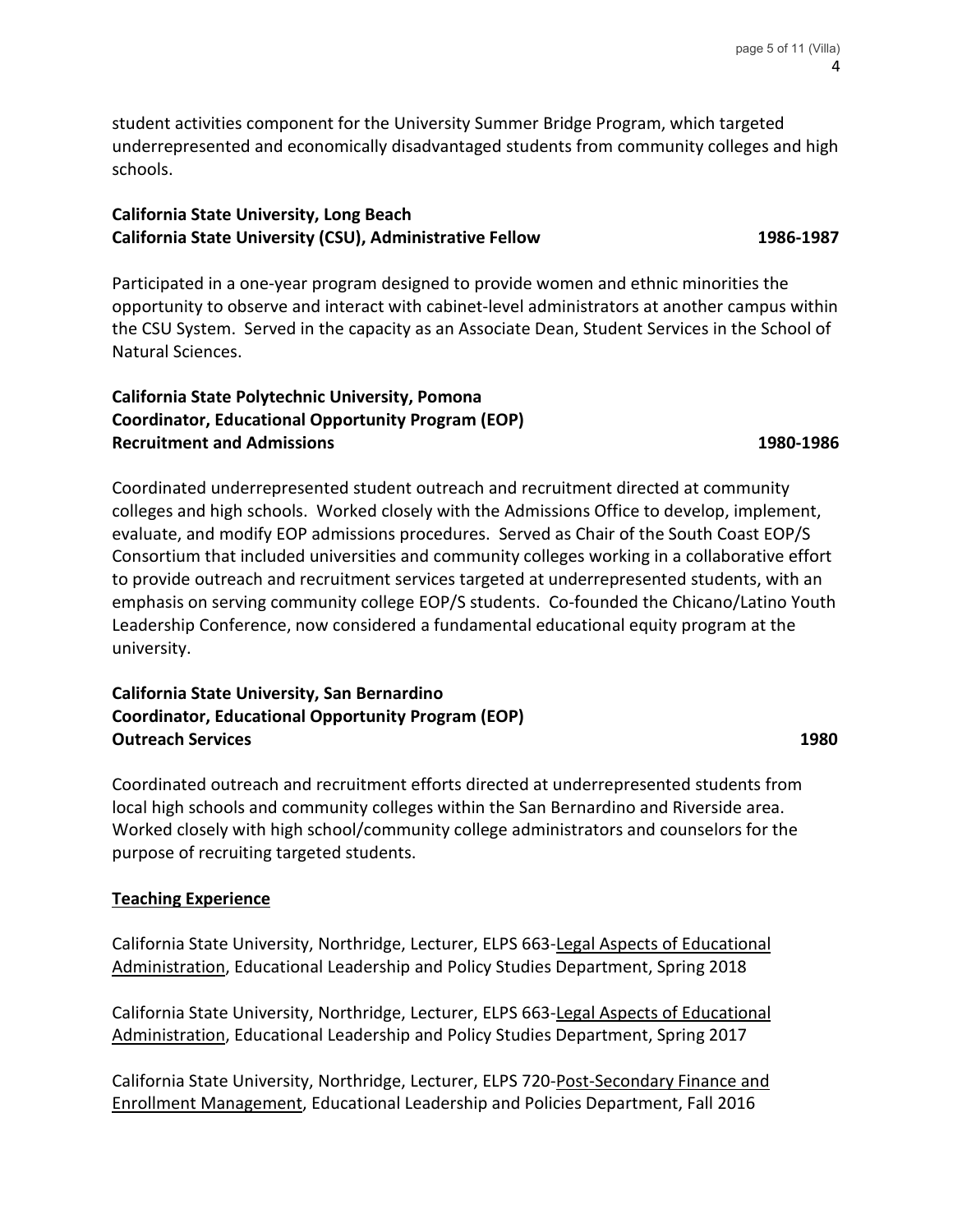student activities component for the University Summer Bridge Program, which targeted underrepresented and economically disadvantaged students from community colleges and high schools.

**California State University, Long Beach**
**California State University (CSU), Administrative Fellow** **1986-1987**

Participated in a one-year program designed to provide women and ethnic minorities the opportunity to observe and interact with cabinet-level administrators at another campus within the CSU System. Served in the capacity as an Associate Dean, Student Services in the School of Natural Sciences.

**California State Polytechnic University, Pomona**
**Coordinator, Educational Opportunity Program (EOP)**
**Recruitment and Admissions** **1980-1986**

Coordinated underrepresented student outreach and recruitment directed at community colleges and high schools. Worked closely with the Admissions Office to develop, implement, evaluate, and modify EOP admissions procedures. Served as Chair of the South Coast EOP/S Consortium that included universities and community colleges working in a collaborative effort to provide outreach and recruitment services targeted at underrepresented students, with an emphasis on serving community college EOP/S students. Co-founded the Chicano/Latino Youth Leadership Conference, now considered a fundamental educational equity program at the university.

**California State University, San Bernardino**
**Coordinator, Educational Opportunity Program (EOP)**
**Outreach Services** **1980**

Coordinated outreach and recruitment efforts directed at underrepresented students from local high schools and community colleges within the San Bernardino and Riverside area. Worked closely with high school/community college administrators and counselors for the purpose of recruiting targeted students.

**Teaching Experience**

California State University, Northridge, Lecturer, ELPS 663-Legal Aspects of Educational Administration, Educational Leadership and Policy Studies Department, Spring 2018

California State University, Northridge, Lecturer, ELPS 663-Legal Aspects of Educational Administration, Educational Leadership and Policy Studies Department, Spring 2017

California State University, Northridge, Lecturer, ELPS 720-Post-Secondary Finance and Enrollment Management, Educational Leadership and Policies Department, Fall 2016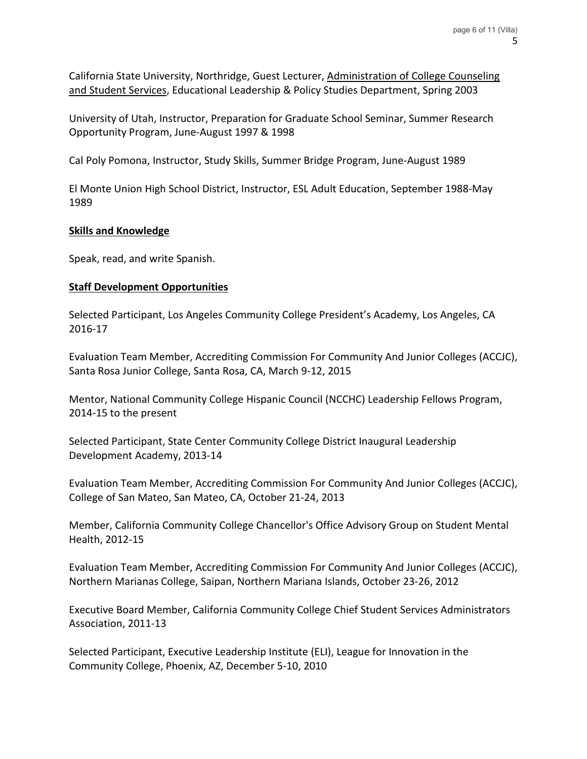California State University, Northridge, Guest Lecturer, <u>Administration of College Counseling and Student Services</u>, Educational Leadership & Policy Studies Department, Spring 2003

University of Utah, Instructor, Preparation for Graduate School Seminar, Summer Research Opportunity Program, June-August 1997 & 1998

Cal Poly Pomona, Instructor, Study Skills, Summer Bridge Program, June-August 1989

El Monte Union High School District, Instructor, ESL Adult Education, September 1988-May 1989

## **Skills and Knowledge**

Speak, read, and write Spanish.

## **Staff Development Opportunities**

Selected Participant, Los Angeles Community College President's Academy, Los Angeles, CA 2016-17

Evaluation Team Member, Accrediting Commission For Community And Junior Colleges (ACCJC), Santa Rosa Junior College, Santa Rosa, CA, March 9-12, 2015

Mentor, National Community College Hispanic Council (NCCHC) Leadership Fellows Program, 2014-15 to the present

Selected Participant, State Center Community College District Inaugural Leadership Development Academy, 2013-14

Evaluation Team Member, Accrediting Commission For Community And Junior Colleges (ACCJC), College of San Mateo, San Mateo, CA, October 21-24, 2013

Member, California Community College Chancellor's Office Advisory Group on Student Mental Health, 2012-15

Evaluation Team Member, Accrediting Commission For Community And Junior Colleges (ACCJC), Northern Marianas College, Saipan, Northern Mariana Islands, October 23-26, 2012

Executive Board Member, California Community College Chief Student Services Administrators Association, 2011-13

Selected Participant, Executive Leadership Institute (ELI), League for Innovation in the Community College, Phoenix, AZ, December 5-10, 2010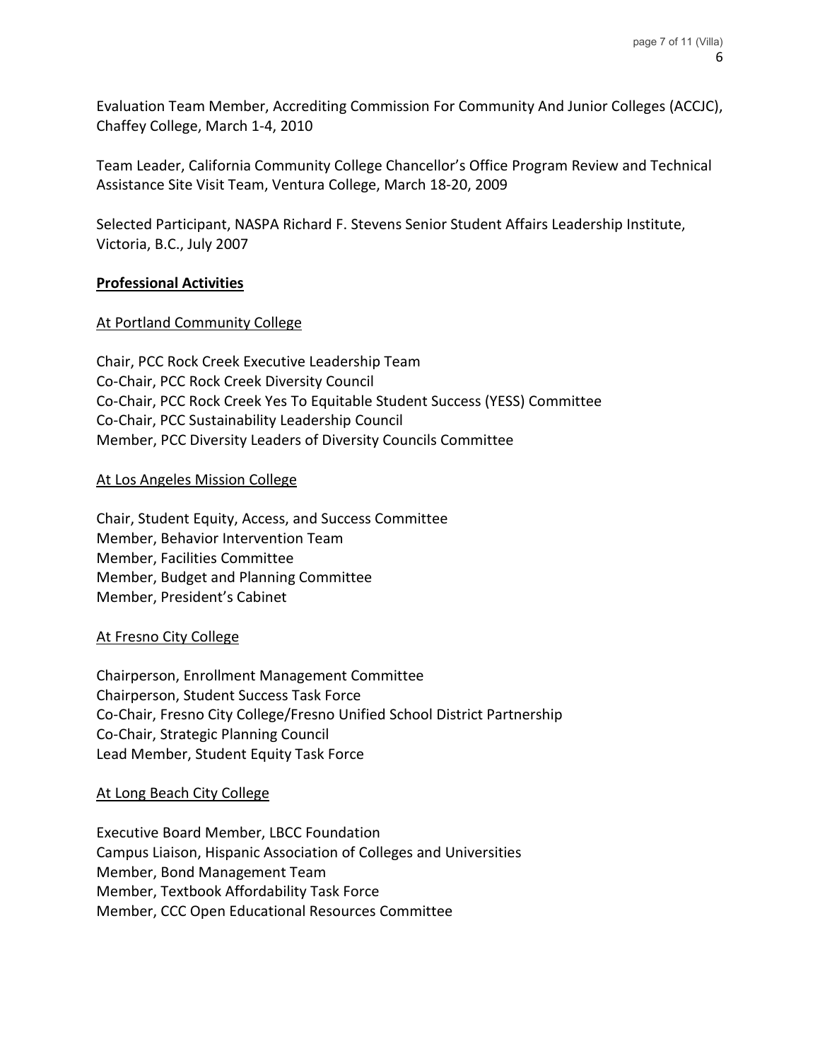Evaluation Team Member, Accrediting Commission For Community And Junior Colleges (ACCJC), Chaffey College, March 1-4, 2010

Team Leader, California Community College Chancellor's Office Program Review and Technical Assistance Site Visit Team, Ventura College, March 18-20, 2009

Selected Participant, NASPA Richard F. Stevens Senior Student Affairs Leadership Institute, Victoria, B.C., July 2007

## Professional Activities

### At Portland Community College

Chair, PCC Rock Creek Executive Leadership Team
Co-Chair, PCC Rock Creek Diversity Council
Co-Chair, PCC Rock Creek Yes To Equitable Student Success (YESS) Committee
Co-Chair, PCC Sustainability Leadership Council
Member, PCC Diversity Leaders of Diversity Councils Committee

### At Los Angeles Mission College

Chair, Student Equity, Access, and Success Committee
Member, Behavior Intervention Team
Member, Facilities Committee
Member, Budget and Planning Committee
Member, President's Cabinet

### At Fresno City College

Chairperson, Enrollment Management Committee
Chairperson, Student Success Task Force
Co-Chair, Fresno City College/Fresno Unified School District Partnership
Co-Chair, Strategic Planning Council
Lead Member, Student Equity Task Force

### At Long Beach City College

Executive Board Member, LBCC Foundation
Campus Liaison, Hispanic Association of Colleges and Universities
Member, Bond Management Team
Member, Textbook Affordability Task Force
Member, CCC Open Educational Resources Committee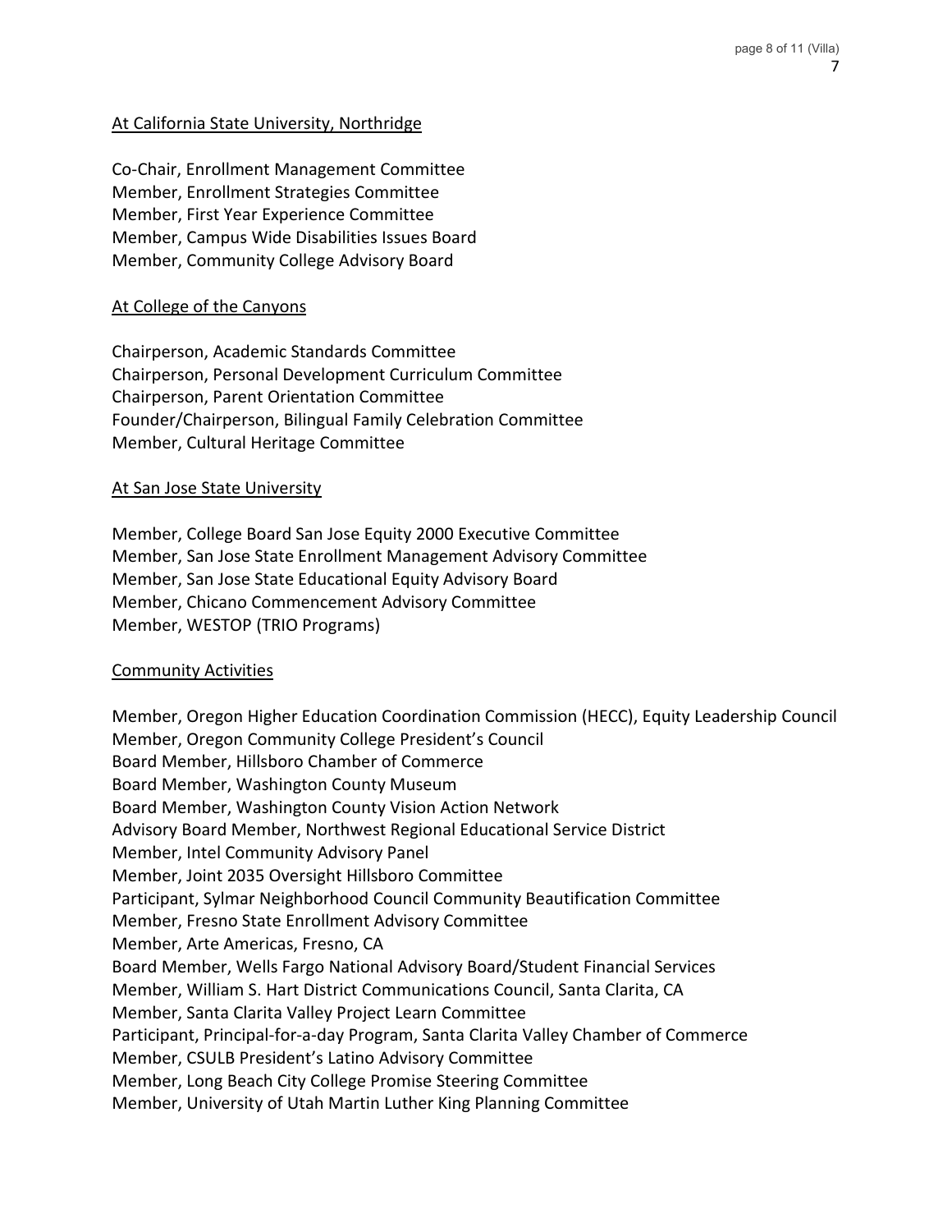At California State University, Northridge

Co-Chair, Enrollment Management Committee
Member, Enrollment Strategies Committee
Member, First Year Experience Committee
Member, Campus Wide Disabilities Issues Board
Member, Community College Advisory Board

At College of the Canyons

Chairperson, Academic Standards Committee
Chairperson, Personal Development Curriculum Committee
Chairperson, Parent Orientation Committee
Founder/Chairperson, Bilingual Family Celebration Committee
Member, Cultural Heritage Committee

At San Jose State University

Member, College Board San Jose Equity 2000 Executive Committee
Member, San Jose State Enrollment Management Advisory Committee
Member, San Jose State Educational Equity Advisory Board
Member, Chicano Commencement Advisory Committee
Member, WESTOP (TRIO Programs)

Community Activities

Member, Oregon Higher Education Coordination Commission (HECC), Equity Leadership Council
Member, Oregon Community College President's Council
Board Member, Hillsboro Chamber of Commerce
Board Member, Washington County Museum
Board Member, Washington County Vision Action Network
Advisory Board Member, Northwest Regional Educational Service District
Member, Intel Community Advisory Panel
Member, Joint 2035 Oversight Hillsboro Committee
Participant, Sylmar Neighborhood Council Community Beautification Committee
Member, Fresno State Enrollment Advisory Committee
Member, Arte Americas, Fresno, CA
Board Member, Wells Fargo National Advisory Board/Student Financial Services
Member, William S. Hart District Communications Council, Santa Clarita, CA
Member, Santa Clarita Valley Project Learn Committee
Participant, Principal-for-a-day Program, Santa Clarita Valley Chamber of Commerce
Member, CSULB President's Latino Advisory Committee
Member, Long Beach City College Promise Steering Committee
Member, University of Utah Martin Luther King Planning Committee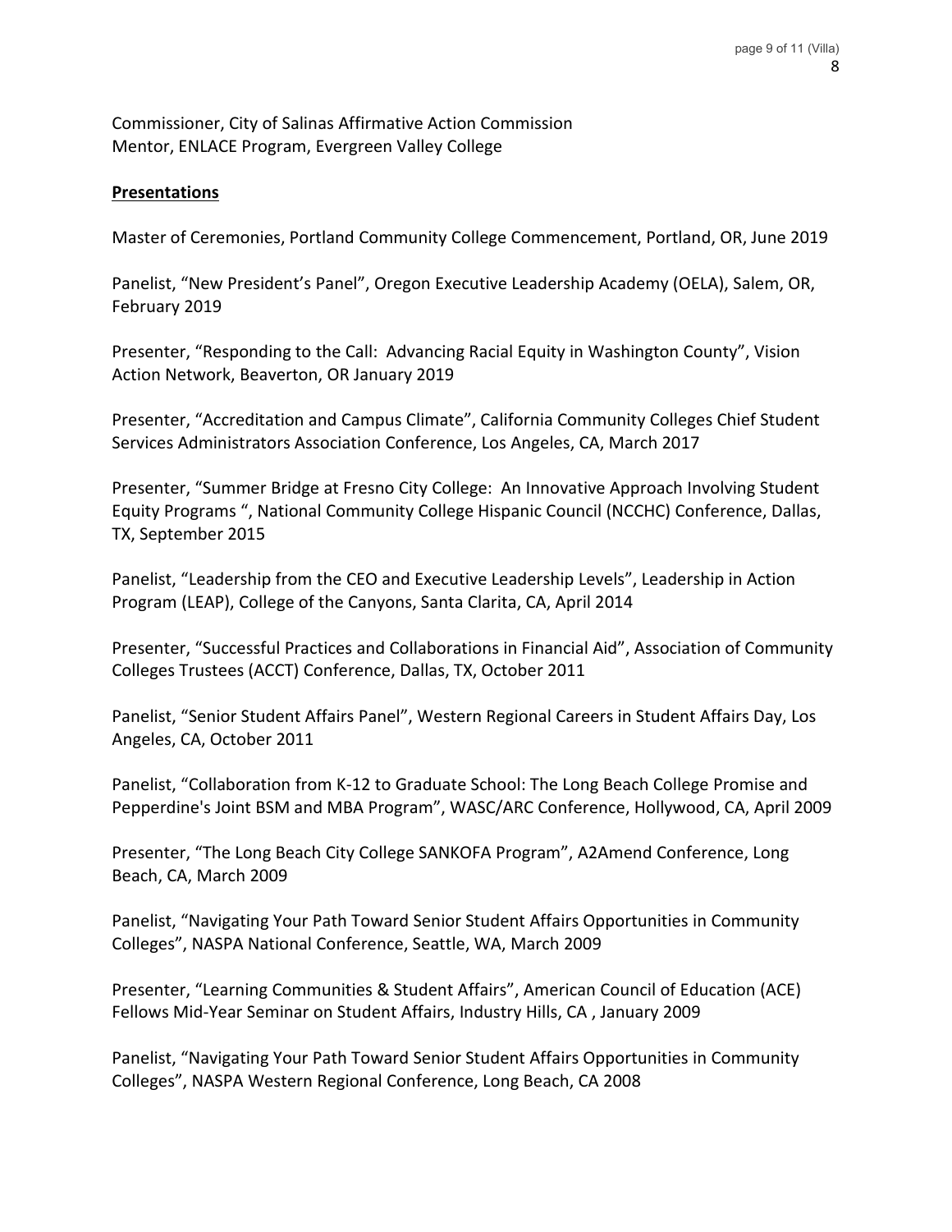Commissioner, City of Salinas Affirmative Action Commission
Mentor, ENLACE Program, Evergreen Valley College

**Presentations**

Master of Ceremonies, Portland Community College Commencement, Portland, OR, June 2019

Panelist, "New President's Panel", Oregon Executive Leadership Academy (OELA), Salem, OR, February 2019

Presenter, "Responding to the Call: Advancing Racial Equity in Washington County", Vision Action Network, Beaverton, OR January 2019

Presenter, "Accreditation and Campus Climate", California Community Colleges Chief Student Services Administrators Association Conference, Los Angeles, CA, March 2017

Presenter, "Summer Bridge at Fresno City College: An Innovative Approach Involving Student Equity Programs ", National Community College Hispanic Council (NCCHC) Conference, Dallas, TX, September 2015

Panelist, "Leadership from the CEO and Executive Leadership Levels", Leadership in Action Program (LEAP), College of the Canyons, Santa Clarita, CA, April 2014

Presenter, "Successful Practices and Collaborations in Financial Aid", Association of Community Colleges Trustees (ACCT) Conference, Dallas, TX, October 2011

Panelist, "Senior Student Affairs Panel", Western Regional Careers in Student Affairs Day, Los Angeles, CA, October 2011

Panelist, "Collaboration from K-12 to Graduate School: The Long Beach College Promise and Pepperdine's Joint BSM and MBA Program", WASC/ARC Conference, Hollywood, CA, April 2009

Presenter, "The Long Beach City College SANKOFA Program", A2Amend Conference, Long Beach, CA, March 2009

Panelist, "Navigating Your Path Toward Senior Student Affairs Opportunities in Community Colleges", NASPA National Conference, Seattle, WA, March 2009

Presenter, "Learning Communities & Student Affairs", American Council of Education (ACE) Fellows Mid-Year Seminar on Student Affairs, Industry Hills, CA , January 2009

Panelist, "Navigating Your Path Toward Senior Student Affairs Opportunities in Community Colleges", NASPA Western Regional Conference, Long Beach, CA 2008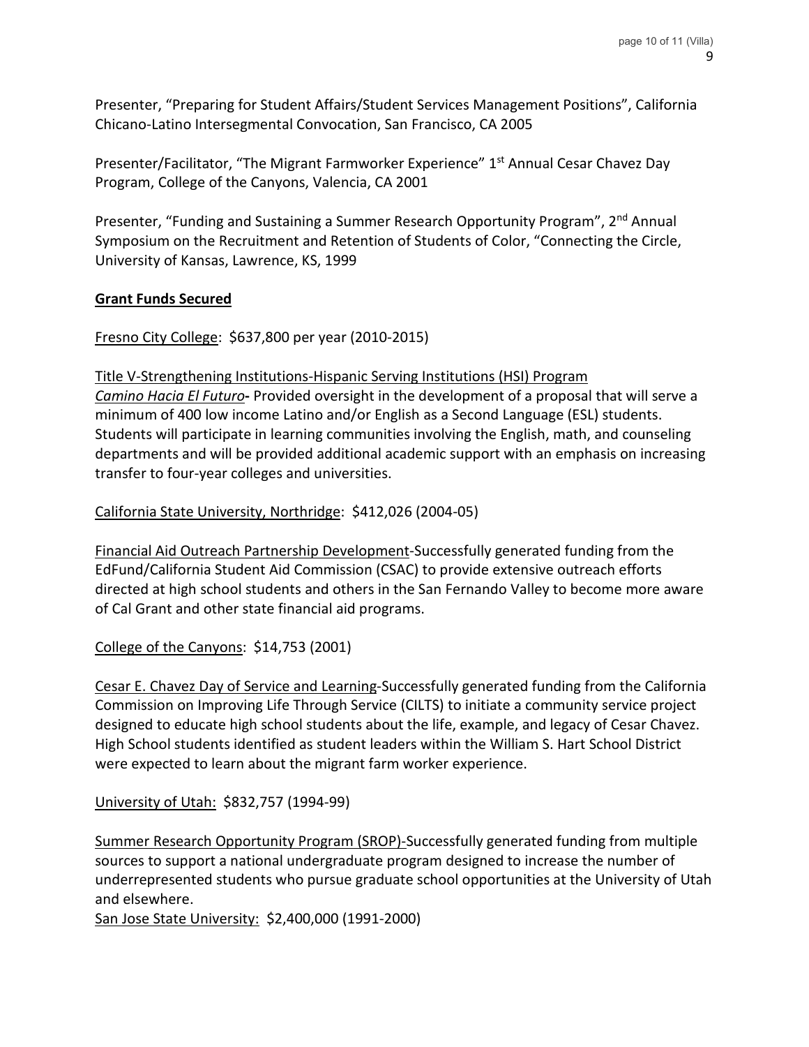Presenter, "Preparing for Student Affairs/Student Services Management Positions", California Chicano-Latino Intersegmental Convocation, San Francisco, CA 2005

Presenter/Facilitator, "The Migrant Farmworker Experience" 1st Annual Cesar Chavez Day Program, College of the Canyons, Valencia, CA 2001

Presenter, "Funding and Sustaining a Summer Research Opportunity Program", 2nd Annual Symposium on the Recruitment and Retention of Students of Color, "Connecting the Circle, University of Kansas, Lawrence, KS, 1999

## Grant Funds Secured

Fresno City College: $637,800 per year (2010-2015)

Title V-Strengthening Institutions-Hispanic Serving Institutions (HSI) Program
*Camino Hacia El Futuro*- Provided oversight in the development of a proposal that will serve a minimum of 400 low income Latino and/or English as a Second Language (ESL) students. Students will participate in learning communities involving the English, math, and counseling departments and will be provided additional academic support with an emphasis on increasing transfer to four-year colleges and universities.

California State University, Northridge: $412,026 (2004-05)

Financial Aid Outreach Partnership Development-Successfully generated funding from the EdFund/California Student Aid Commission (CSAC) to provide extensive outreach efforts directed at high school students and others in the San Fernando Valley to become more aware of Cal Grant and other state financial aid programs.

College of the Canyons: $14,753 (2001)

Cesar E. Chavez Day of Service and Learning-Successfully generated funding from the California Commission on Improving Life Through Service (CILTS) to initiate a community service project designed to educate high school students about the life, example, and legacy of Cesar Chavez. High School students identified as student leaders within the William S. Hart School District were expected to learn about the migrant farm worker experience.

University of Utah: $832,757 (1994-99)

Summer Research Opportunity Program (SROP)-Successfully generated funding from multiple sources to support a national undergraduate program designed to increase the number of underrepresented students who pursue graduate school opportunities at the University of Utah and elsewhere.

San Jose State University: $2,400,000 (1991-2000)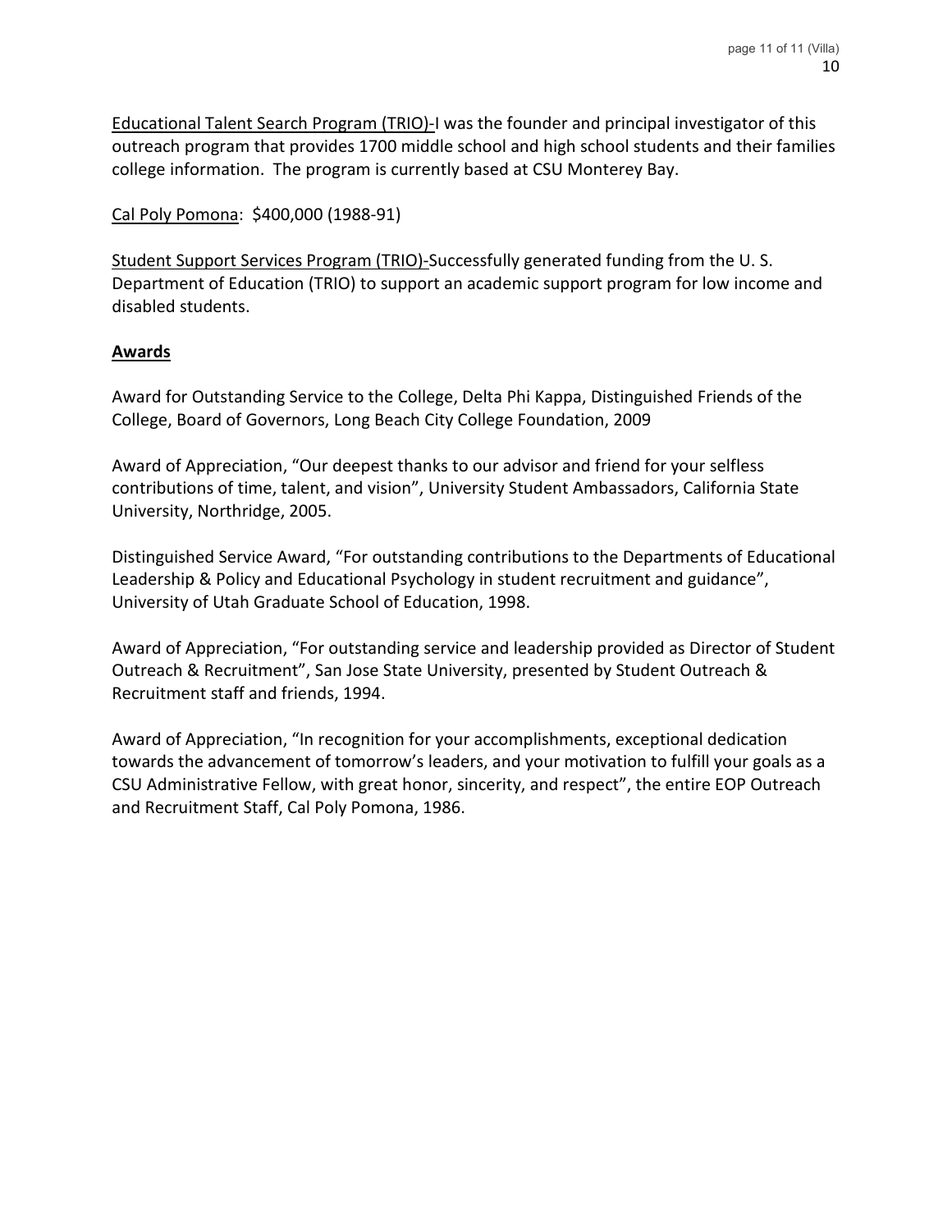Educational Talent Search Program (TRIO)-I was the founder and principal investigator of this outreach program that provides 1700 middle school and high school students and their families college information. The program is currently based at CSU Monterey Bay.

Cal Poly Pomona: $400,000 (1988-91)

Student Support Services Program (TRIO)-Successfully generated funding from the U. S. Department of Education (TRIO) to support an academic support program for low income and disabled students.

## Awards

Award for Outstanding Service to the College, Delta Phi Kappa, Distinguished Friends of the College, Board of Governors, Long Beach City College Foundation, 2009

Award of Appreciation, “Our deepest thanks to our advisor and friend for your selfless contributions of time, talent, and vision”, University Student Ambassadors, California State University, Northridge, 2005.

Distinguished Service Award, “For outstanding contributions to the Departments of Educational Leadership & Policy and Educational Psychology in student recruitment and guidance”, University of Utah Graduate School of Education, 1998.

Award of Appreciation, “For outstanding service and leadership provided as Director of Student Outreach & Recruitment”, San Jose State University, presented by Student Outreach & Recruitment staff and friends, 1994.

Award of Appreciation, “In recognition for your accomplishments, exceptional dedication towards the advancement of tomorrow’s leaders, and your motivation to fulfill your goals as a CSU Administrative Fellow, with great honor, sincerity, and respect”, the entire EOP Outreach and Recruitment Staff, Cal Poly Pomona, 1986.